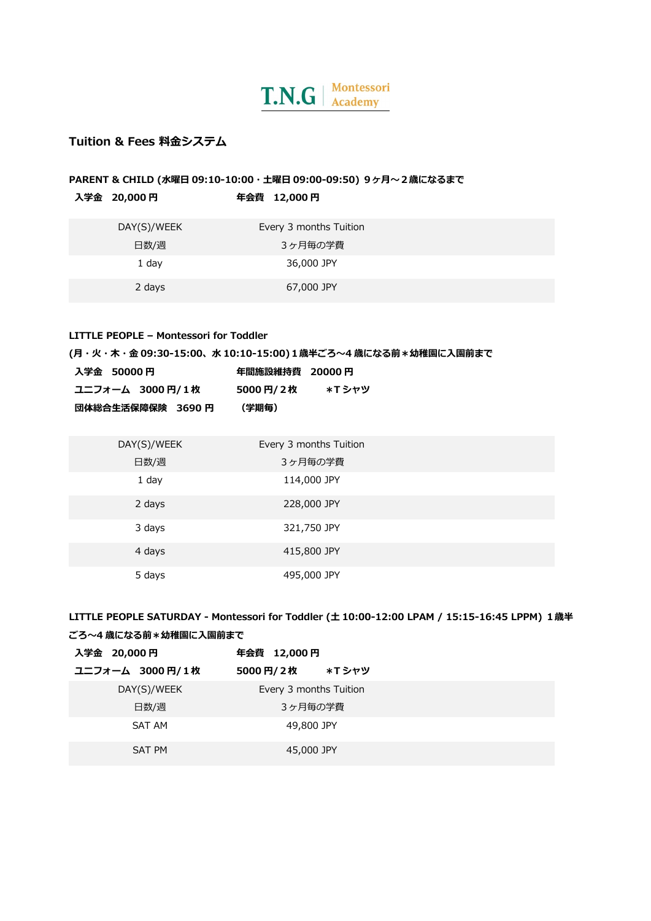# T.N.G | Montessori Academy

## Tuition & Fees 料金システム

**PARENT & CHILD (水曜日 09:10-10:00・土曜日 09:00-09:50) ９ヶ月～２歳になるまで**

**入学金　20,000 円**　　　**年会費　12,000 円**

| DAY(S)/WEEK<br>日数/週 | Every 3 months Tuition<br>３ヶ月毎の学費 |
|---|---|
| 1 day | 36,000 JPY |
| 2 days | 67,000 JPY |

**LITTLE PEOPLE – Montessori for Toddler**

**(月・火・木・金 09:30-15:00、水 10:10-15:00) １歳半ごろ～4 歳になる前＊幼稚園に入園前まで**

**入学金　50000 円**　　　**年間施設維持費　20000 円**

**ユニフォーム　3000 円/１枚**　　　**5000 円/２枚**　　　**＊T シャツ**

**団体総合生活保障保険　3690 円**　　　**（学期毎）**

| DAY(S)/WEEK<br>日数/週 | Every 3 months Tuition<br>３ヶ月毎の学費 |
|---|---|
| 1 day | 114,000 JPY |
| 2 days | 228,000 JPY |
| 3 days | 321,750 JPY |
| 4 days | 415,800 JPY |
| 5 days | 495,000 JPY |

**LITTLE PEOPLE SATURDAY - Montessori for Toddler (土 10:00-12:00 LPAM / 15:15-16:45 LPPM) １歳半ごろ～4 歳になる前＊幼稚園に入園前まで**

**入学金　20,000 円**　　　**年会費　12,000 円**

**ユニフォーム　3000 円/１枚**　　　**5000 円/２枚**　　　**＊T シャツ**

| DAY(S)/WEEK<br>日数/週 | Every 3 months Tuition<br>３ヶ月毎の学費 |
|---|---|
| SAT AM | 49,800 JPY |
| SAT PM | 45,000 JPY |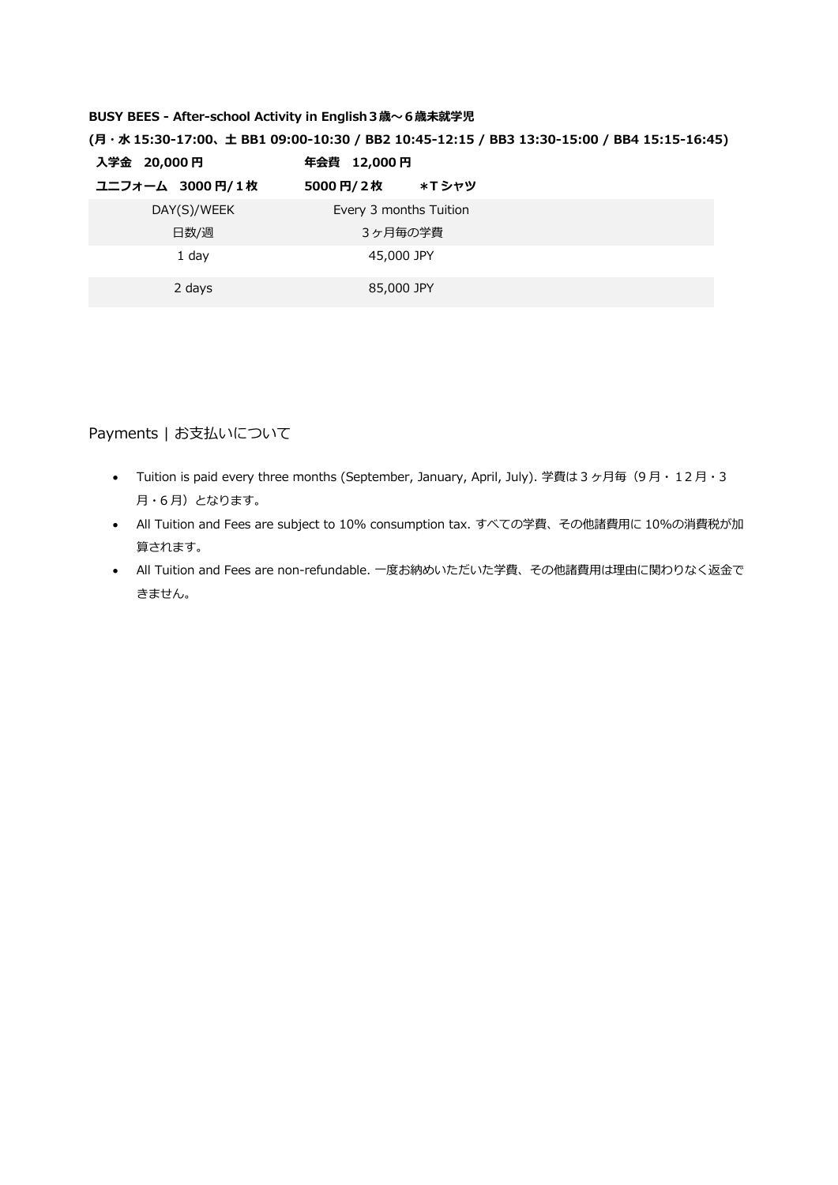**BUSY BEES - After-school Activity in English３歳～６歳未就学児**

**(月・水 15:30-17:00、土 BB1 09:00-10:30 / BB2 10:45-12:15 / BB3 13:30-15:00 / BB4 15:15-16:45)**

**入学金　20,000 円**　　　　　**年会費　12,000 円**

**ユニフォーム　3000 円/１枚**　　　**5000 円/２枚**　　**＊T シャツ**

| DAY(S)/WEEK | Every 3 months Tuition |
|---|---|
| 日数/週 | ３ヶ月毎の学費 |
| 1 day | 45,000 JPY |
| 2 days | 85,000 JPY |

## Payments | お支払いについて

- Tuition is paid every three months (September, January, April, July). 学費は３ヶ月毎（9 月・12 月・3 月・6 月）となります。
- All Tuition and Fees are subject to 10% consumption tax. すべての学費、その他諸費用に 10%の消費税が加算されます。
- All Tuition and Fees are non-refundable. 一度お納めいただいた学費、その他諸費用は理由に関わりなく返金できません。